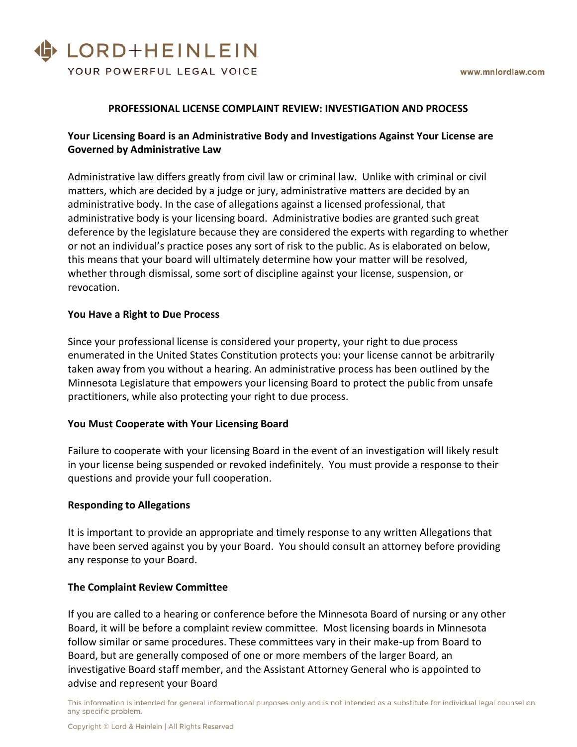# PROFESSIONAL LICENSE COMPLAINT REVIEW: INVESTIGATION AND PROCESS

## Your Licensing Board is an Administrative Body and Investigations Against Your License are Governed by Administrative Law

Administrative law differs greatly from civil law or criminal law. Unlike with criminal or civil matters, which are decided by a judge or jury, administrative matters are decided by an administrative body. In the case of allegations against a licensed professional, that administrative body is your licensing board. Administrative bodies are granted such great deference by the legislature because they are considered the experts with regarding to whether or not an individual's practice poses any sort of risk to the public. As is elaborated on below, this means that your board will ultimately determine how your matter will be resolved, whether through dismissal, some sort of discipline against your license, suspension, or revocation.

## You Have a Right to Due Process

Since your professional license is considered your property, your right to due process enumerated in the United States Constitution protects you: your license cannot be arbitrarily taken away from you without a hearing. An administrative process has been outlined by the Minnesota Legislature that empowers your licensing Board to protect the public from unsafe practitioners, while also protecting your right to due process.

## You Must Cooperate with Your Licensing Board

Failure to cooperate with your licensing Board in the event of an investigation will likely result in your license being suspended or revoked indefinitely. You must provide a response to their questions and provide your full cooperation.

## Responding to Allegations

It is important to provide an appropriate and timely response to any written Allegations that have been served against you by your Board. You should consult an attorney before providing any response to your Board.

## The Complaint Review Committee

If you are called to a hearing or conference before the Minnesota Board of nursing or any other Board, it will be before a complaint review committee. Most licensing boards in Minnesota follow similar or same procedures. These committees vary in their make-up from Board to Board, but are generally composed of one or more members of the larger Board, an investigative Board staff member, and the Assistant Attorney General who is appointed to advise and represent your Board

This information is intended for general informational purposes only and is not intended as a substitute for individual legal counsel on any specific problem.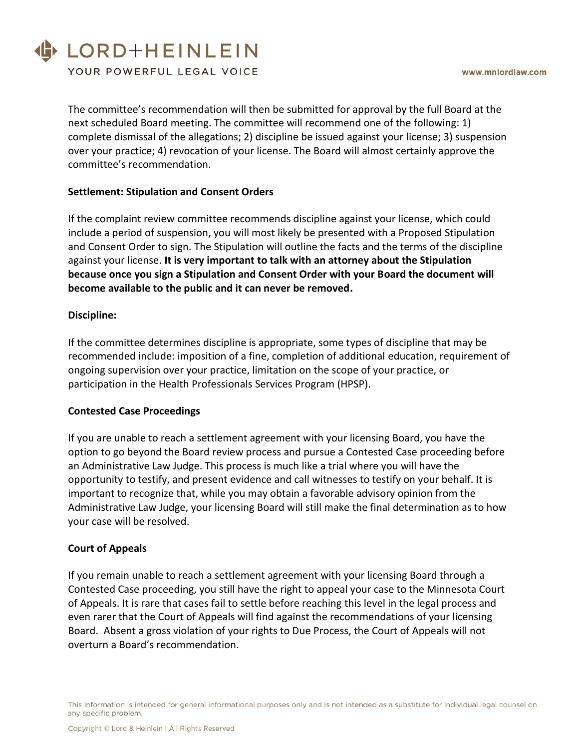The committee's recommendation will then be submitted for approval by the full Board at the next scheduled Board meeting. The committee will recommend one of the following: 1) complete dismissal of the allegations; 2) discipline be issued against your license; 3) suspension over your practice; 4) revocation of your license. The Board will almost certainly approve the committee's recommendation.

**Settlement: Stipulation and Consent Orders**

If the complaint review committee recommends discipline against your license, which could include a period of suspension, you will most likely be presented with a Proposed Stipulation and Consent Order to sign. The Stipulation will outline the facts and the terms of the discipline against your license. **It is very important to talk with an attorney about the Stipulation because once you sign a Stipulation and Consent Order with your Board the document will become available to the public and it can never be removed.**

**Discipline:**

If the committee determines discipline is appropriate, some types of discipline that may be recommended include: imposition of a fine, completion of additional education, requirement of ongoing supervision over your practice, limitation on the scope of your practice, or participation in the Health Professionals Services Program (HPSP).

**Contested Case Proceedings**

If you are unable to reach a settlement agreement with your licensing Board, you have the option to go beyond the Board review process and pursue a Contested Case proceeding before an Administrative Law Judge. This process is much like a trial where you will have the opportunity to testify, and present evidence and call witnesses to testify on your behalf. It is important to recognize that, while you may obtain a favorable advisory opinion from the Administrative Law Judge, your licensing Board will still make the final determination as to how your case will be resolved.

**Court of Appeals**

If you remain unable to reach a settlement agreement with your licensing Board through a Contested Case proceeding, you still have the right to appeal your case to the Minnesota Court of Appeals. It is rare that cases fail to settle before reaching this level in the legal process and even rarer that the Court of Appeals will find against the recommendations of your licensing Board. Absent a gross violation of your rights to Due Process, the Court of Appeals will not overturn a Board's recommendation.

This information is intended for general informational purposes only and is not intended as a substitute for individual legal counsel on any specific problem.